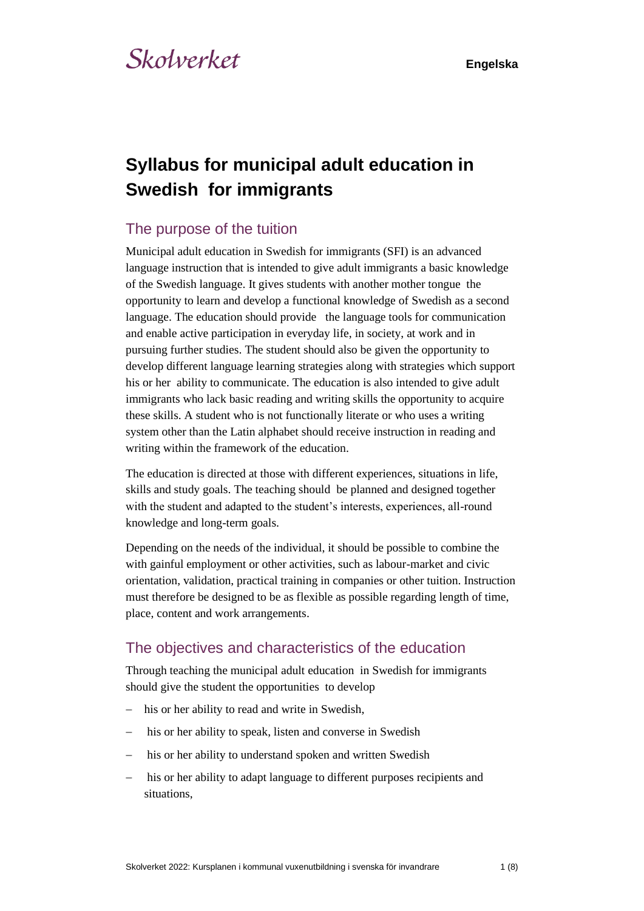# Syllabus for municipal adult education in Swedish for immigrants

## The purpose of the tuition

Municipal adult education in Swedish for immigrants (SFI) is an advanced language instruction that is intended to give adult immigrants a basic knowledge of the Swedish language. It gives students with another mother tongue the opportunity to learn and develop a functional knowledge of Swedish as a second language. The education should provide the language tools for communication and enable active participation in everyday life, in society, at work and in pursuing further studies. The student should also be given the opportunity to develop different language learning strategies along with strategies which support his or her ability to communicate. The education is also intended to give adult immigrants who lack basic reading and writing skills the opportunity to acquire these skills. A student who is not functionally literate or who uses a writing system other than the Latin alphabet should receive instruction in reading and writing within the framework of the education.

The education is directed at those with different experiences, situations in life, skills and study goals. The teaching should be planned and designed together with the student and adapted to the student's interests, experiences, all-round knowledge and long-term goals.

Depending on the needs of the individual, it should be possible to combine the with gainful employment or other activities, such as labour-market and civic orientation, validation, practical training in companies or other tuition. Instruction must therefore be designed to be as flexible as possible regarding length of time, place, content and work arrangements.

## The objectives and characteristics of the education

Through teaching the municipal adult education in Swedish for immigrants should give the student the opportunities to develop

- his or her ability to read and write in Swedish,
- his or her ability to speak, listen and converse in Swedish
- his or her ability to understand spoken and written Swedish
- his or her ability to adapt language to different purposes recipients and situations,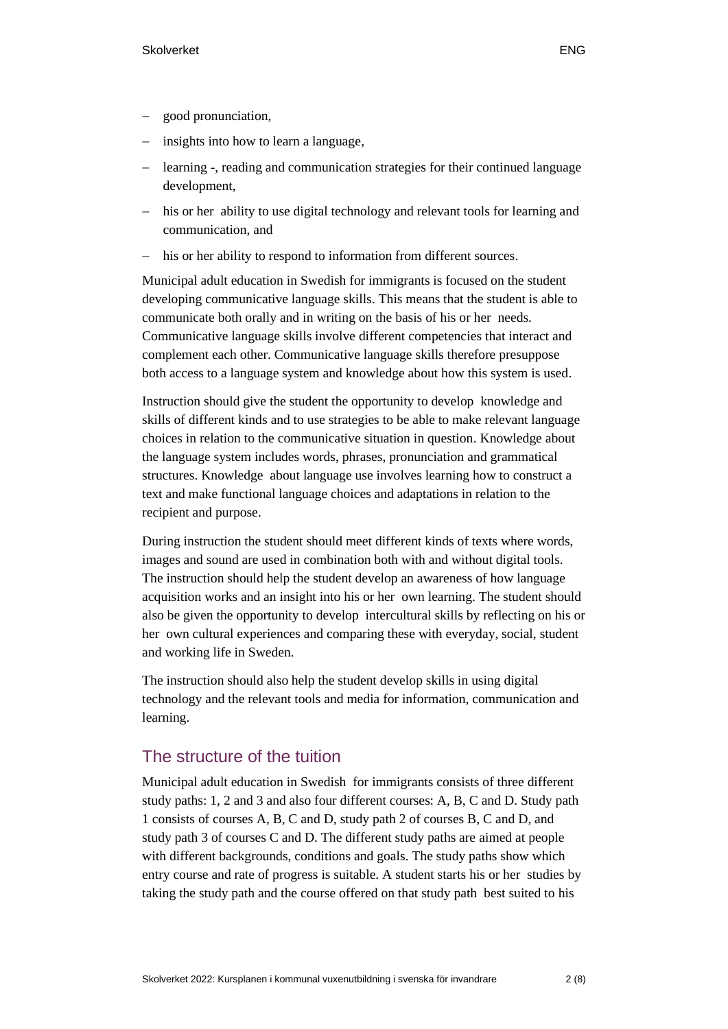- good pronunciation,
- insights into how to learn a language,
- learning -, reading and communication strategies for their continued language development,
- his or her ability to use digital technology and relevant tools for learning and communication, and
- his or her ability to respond to information from different sources.

Municipal adult education in Swedish for immigrants is focused on the student developing communicative language skills. This means that the student is able to communicate both orally and in writing on the basis of his or her needs. Communicative language skills involve different competencies that interact and complement each other. Communicative language skills therefore presuppose both access to a language system and knowledge about how this system is used.

Instruction should give the student the opportunity to develop knowledge and skills of different kinds and to use strategies to be able to make relevant language choices in relation to the communicative situation in question. Knowledge about the language system includes words, phrases, pronunciation and grammatical structures. Knowledge about language use involves learning how to construct a text and make functional language choices and adaptations in relation to the recipient and purpose.

During instruction the student should meet different kinds of texts where words, images and sound are used in combination both with and without digital tools. The instruction should help the student develop an awareness of how language acquisition works and an insight into his or her own learning. The student should also be given the opportunity to develop intercultural skills by reflecting on his or her own cultural experiences and comparing these with everyday, social, student and working life in Sweden.

The instruction should also help the student develop skills in using digital technology and the relevant tools and media for information, communication and learning.

## The structure of the tuition

Municipal adult education in Swedish for immigrants consists of three different study paths: 1, 2 and 3 and also four different courses: A, B, C and D. Study path 1 consists of courses A, B, C and D, study path 2 of courses B, C and D, and study path 3 of courses C and D. The different study paths are aimed at people with different backgrounds, conditions and goals. The study paths show which entry course and rate of progress is suitable. A student starts his or her studies by taking the study path and the course offered on that study path best suited to his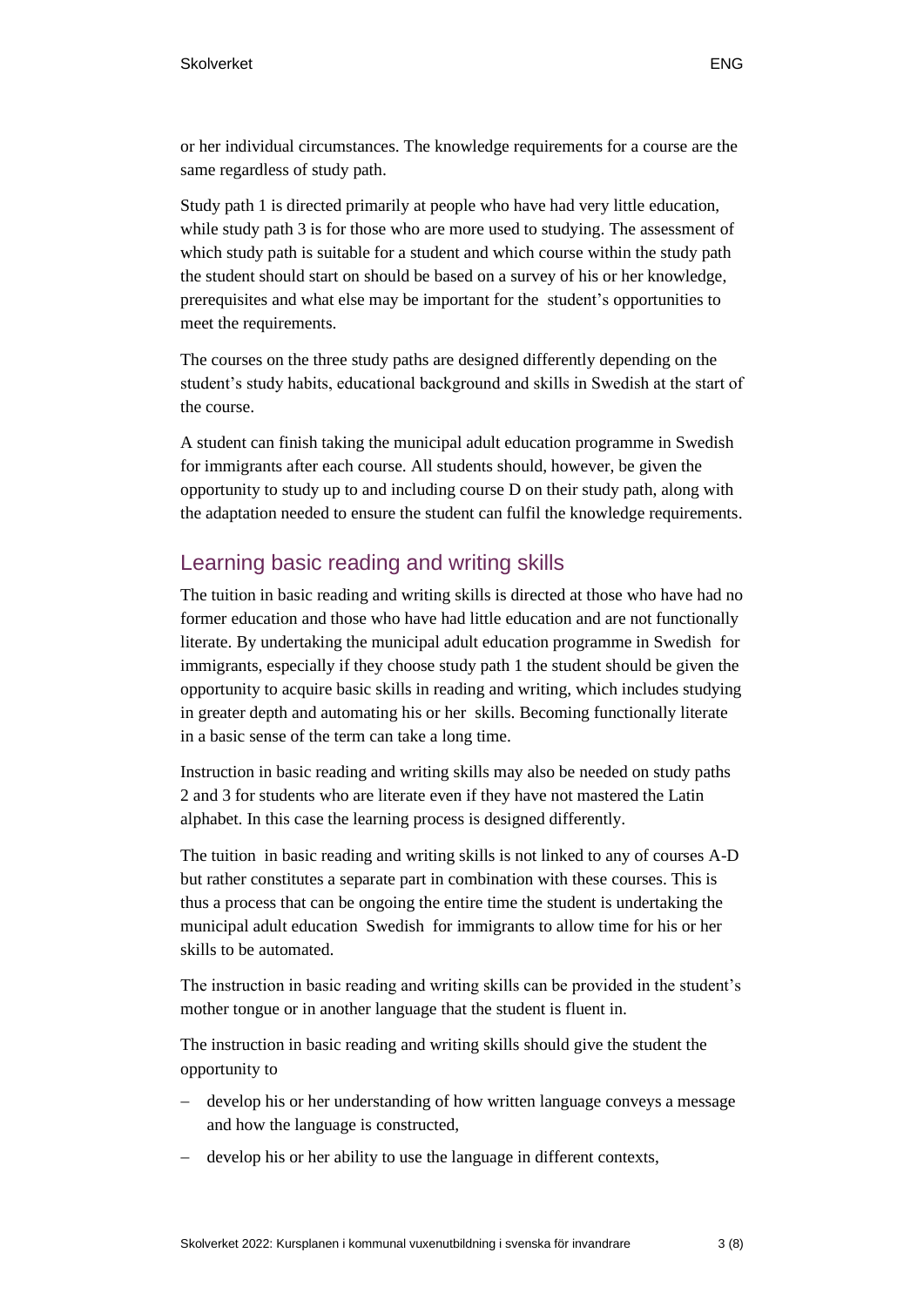or her individual circumstances. The knowledge requirements for a course are the same regardless of study path.

Study path 1 is directed primarily at people who have had very little education, while study path 3 is for those who are more used to studying. The assessment of which study path is suitable for a student and which course within the study path the student should start on should be based on a survey of his or her knowledge, prerequisites and what else may be important for the student's opportunities to meet the requirements.

The courses on the three study paths are designed differently depending on the student's study habits, educational background and skills in Swedish at the start of the course.

A student can finish taking the municipal adult education programme in Swedish for immigrants after each course. All students should, however, be given the opportunity to study up to and including course D on their study path, along with the adaptation needed to ensure the student can fulfil the knowledge requirements.

## Learning basic reading and writing skills

The tuition in basic reading and writing skills is directed at those who have had no former education and those who have had little education and are not functionally literate. By undertaking the municipal adult education programme in Swedish for immigrants, especially if they choose study path 1 the student should be given the opportunity to acquire basic skills in reading and writing, which includes studying in greater depth and automating his or her skills. Becoming functionally literate in a basic sense of the term can take a long time.

Instruction in basic reading and writing skills may also be needed on study paths 2 and 3 for students who are literate even if they have not mastered the Latin alphabet. In this case the learning process is designed differently.

The tuition in basic reading and writing skills is not linked to any of courses A-D but rather constitutes a separate part in combination with these courses. This is thus a process that can be ongoing the entire time the student is undertaking the municipal adult education Swedish for immigrants to allow time for his or her skills to be automated.

The instruction in basic reading and writing skills can be provided in the student's mother tongue or in another language that the student is fluent in.

The instruction in basic reading and writing skills should give the student the opportunity to

- develop his or her understanding of how written language conveys a message and how the language is constructed,
- develop his or her ability to use the language in different contexts,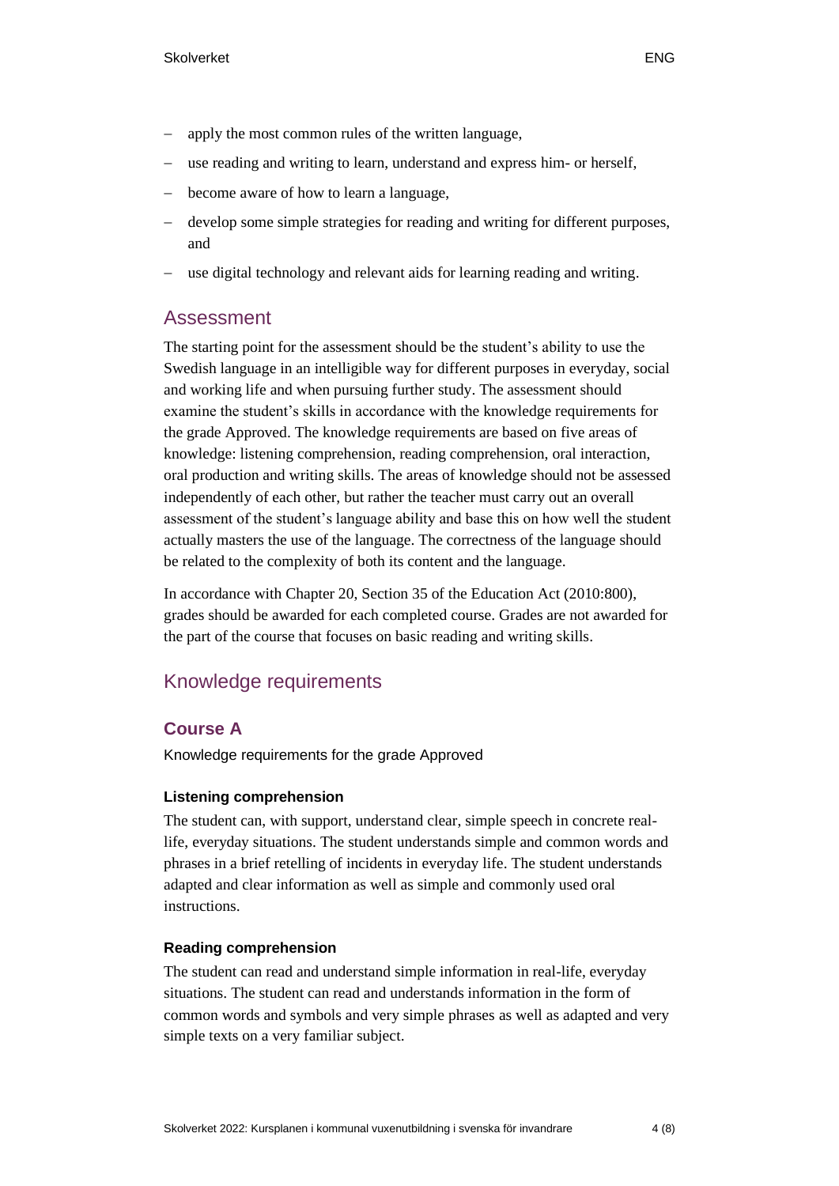- apply the most common rules of the written language,
- use reading and writing to learn, understand and express him- or herself,
- become aware of how to learn a language,
- develop some simple strategies for reading and writing for different purposes, and
- use digital technology and relevant aids for learning reading and writing.

## Assessment

The starting point for the assessment should be the student's ability to use the Swedish language in an intelligible way for different purposes in everyday, social and working life and when pursuing further study. The assessment should examine the student's skills in accordance with the knowledge requirements for the grade Approved. The knowledge requirements are based on five areas of knowledge: listening comprehension, reading comprehension, oral interaction, oral production and writing skills. The areas of knowledge should not be assessed independently of each other, but rather the teacher must carry out an overall assessment of the student's language ability and base this on how well the student actually masters the use of the language. The correctness of the language should be related to the complexity of both its content and the language.

In accordance with Chapter 20, Section 35 of the Education Act (2010:800), grades should be awarded for each completed course. Grades are not awarded for the part of the course that focuses on basic reading and writing skills.

## Knowledge requirements

### Course A

Knowledge requirements for the grade Approved

#### Listening comprehension

The student can, with support, understand clear, simple speech in concrete real-life, everyday situations. The student understands simple and common words and phrases in a brief retelling of incidents in everyday life. The student understands adapted and clear information as well as simple and commonly used oral instructions.

#### Reading comprehension

The student can read and understand simple information in real-life, everyday situations. The student can read and understands information in the form of common words and symbols and very simple phrases as well as adapted and very simple texts on a very familiar subject.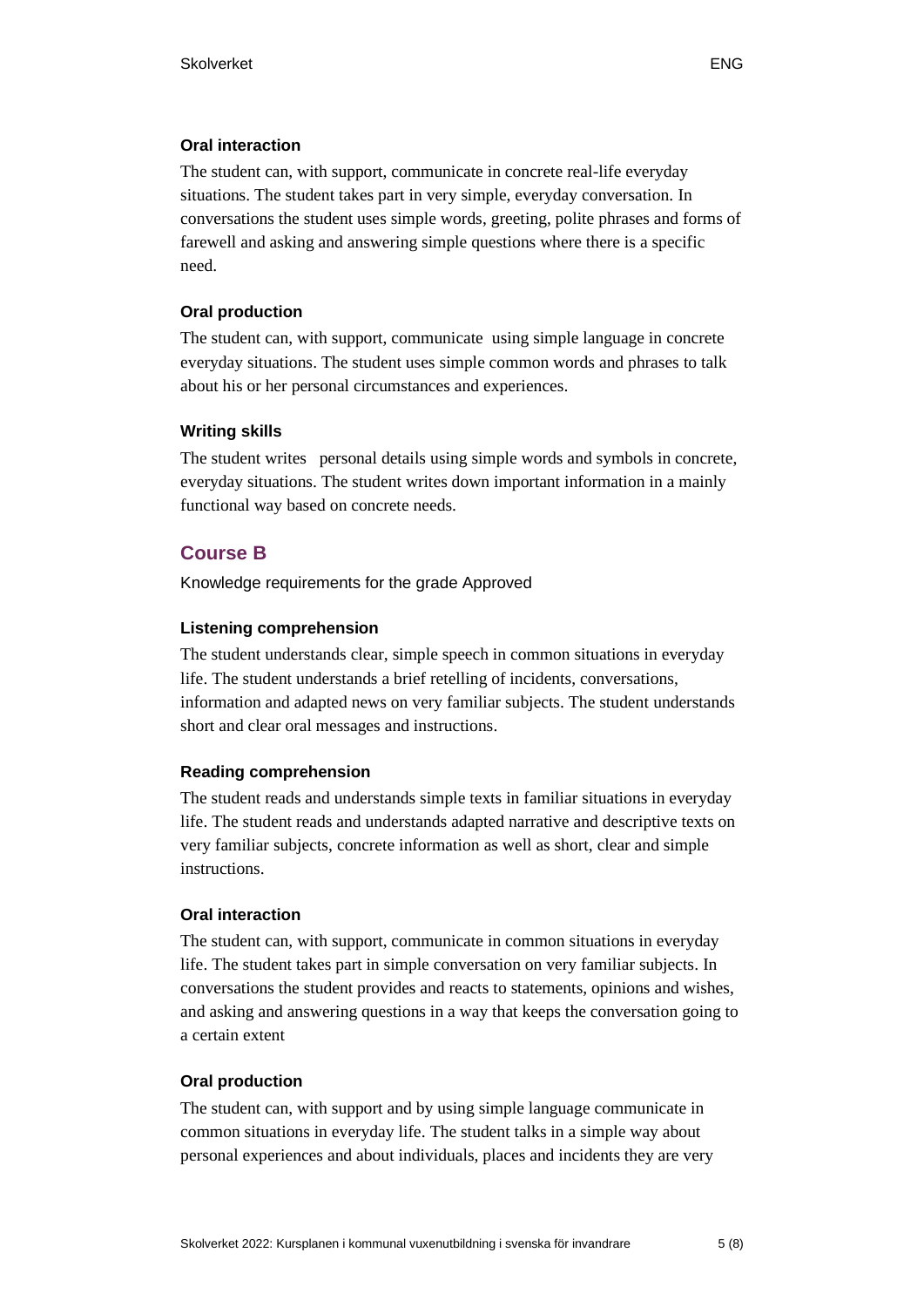#### Oral interaction

The student can, with support, communicate in concrete real-life everyday situations. The student takes part in very simple, everyday conversation. In conversations the student uses simple words, greeting, polite phrases and forms of farewell and asking and answering simple questions where there is a specific need.

#### Oral production

The student can, with support, communicate using simple language in concrete everyday situations. The student uses simple common words and phrases to talk about his or her personal circumstances and experiences.

#### Writing skills

The student writes personal details using simple words and symbols in concrete, everyday situations. The student writes down important information in a mainly functional way based on concrete needs.

## Course B

Knowledge requirements for the grade Approved

#### Listening comprehension

The student understands clear, simple speech in common situations in everyday life. The student understands a brief retelling of incidents, conversations, information and adapted news on very familiar subjects. The student understands short and clear oral messages and instructions.

#### Reading comprehension

The student reads and understands simple texts in familiar situations in everyday life. The student reads and understands adapted narrative and descriptive texts on very familiar subjects, concrete information as well as short, clear and simple instructions.

#### Oral interaction

The student can, with support, communicate in common situations in everyday life. The student takes part in simple conversation on very familiar subjects. In conversations the student provides and reacts to statements, opinions and wishes, and asking and answering questions in a way that keeps the conversation going to a certain extent

#### Oral production

The student can, with support and by using simple language communicate in common situations in everyday life. The student talks in a simple way about personal experiences and about individuals, places and incidents they are very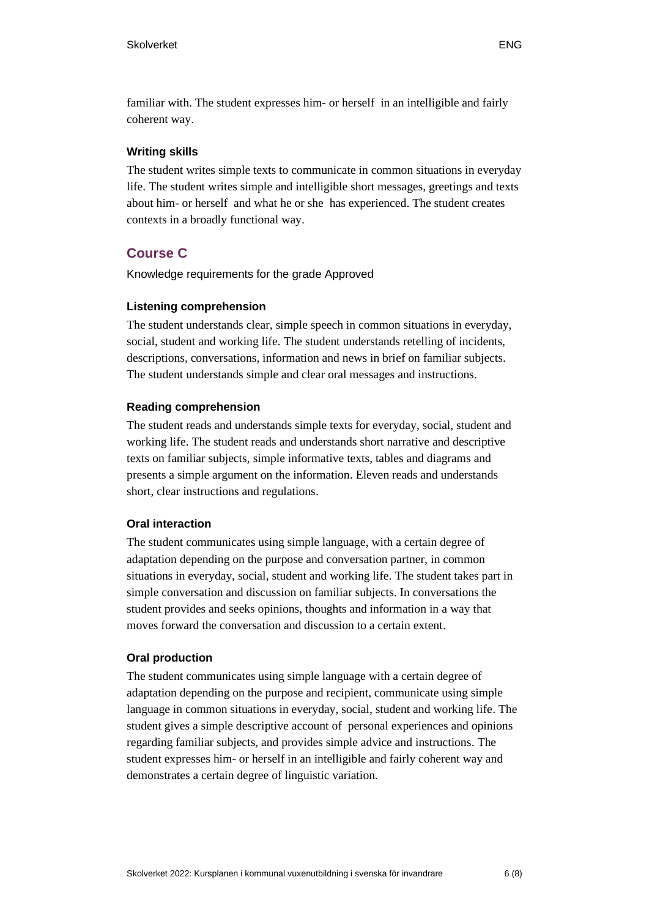familiar with. The student expresses him- or herself in an intelligible and fairly coherent way.

#### Writing skills

The student writes simple texts to communicate in common situations in everyday life. The student writes simple and intelligible short messages, greetings and texts about him- or herself and what he or she has experienced. The student creates contexts in a broadly functional way.

## Course C

Knowledge requirements for the grade Approved

#### Listening comprehension

The student understands clear, simple speech in common situations in everyday, social, student and working life. The student understands retelling of incidents, descriptions, conversations, information and news in brief on familiar subjects. The student understands simple and clear oral messages and instructions.

#### Reading comprehension

The student reads and understands simple texts for everyday, social, student and working life. The student reads and understands short narrative and descriptive texts on familiar subjects, simple informative texts, tables and diagrams and presents a simple argument on the information. Eleven reads and understands short, clear instructions and regulations.

#### Oral interaction

The student communicates using simple language, with a certain degree of adaptation depending on the purpose and conversation partner, in common situations in everyday, social, student and working life. The student takes part in simple conversation and discussion on familiar subjects. In conversations the student provides and seeks opinions, thoughts and information in a way that moves forward the conversation and discussion to a certain extent.

#### Oral production

The student communicates using simple language with a certain degree of adaptation depending on the purpose and recipient, communicate using simple language in common situations in everyday, social, student and working life. The student gives a simple descriptive account of personal experiences and opinions regarding familiar subjects, and provides simple advice and instructions. The student expresses him- or herself in an intelligible and fairly coherent way and demonstrates a certain degree of linguistic variation.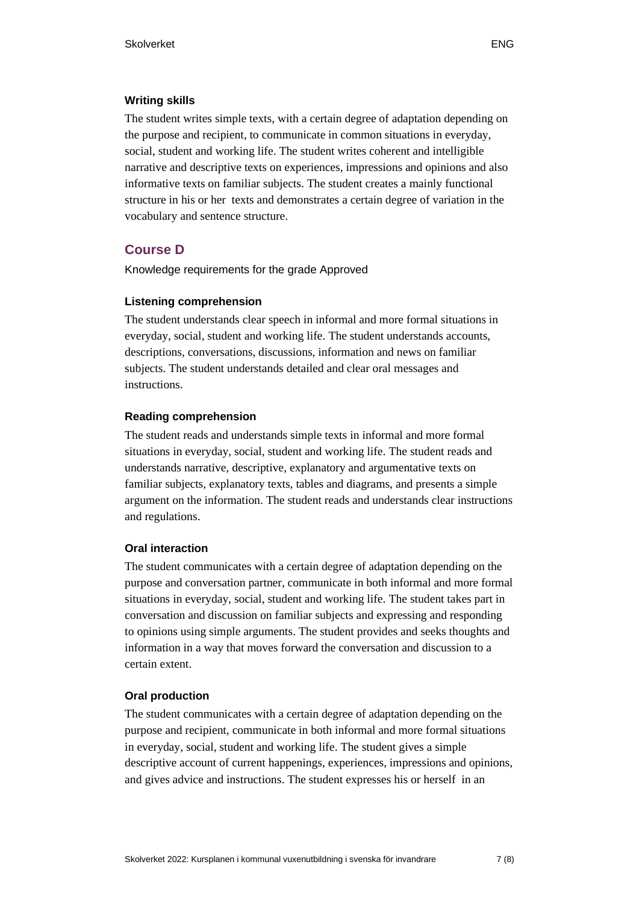#### Writing skills

The student writes simple texts, with a certain degree of adaptation depending on the purpose and recipient, to communicate in common situations in everyday, social, student and working life. The student writes coherent and intelligible narrative and descriptive texts on experiences, impressions and opinions and also informative texts on familiar subjects. The student creates a mainly functional structure in his or her texts and demonstrates a certain degree of variation in the vocabulary and sentence structure.

### Course D

Knowledge requirements for the grade Approved

#### Listening comprehension

The student understands clear speech in informal and more formal situations in everyday, social, student and working life. The student understands accounts, descriptions, conversations, discussions, information and news on familiar subjects. The student understands detailed and clear oral messages and instructions.

#### Reading comprehension

The student reads and understands simple texts in informal and more formal situations in everyday, social, student and working life. The student reads and understands narrative, descriptive, explanatory and argumentative texts on familiar subjects, explanatory texts, tables and diagrams, and presents a simple argument on the information. The student reads and understands clear instructions and regulations.

#### Oral interaction

The student communicates with a certain degree of adaptation depending on the purpose and conversation partner, communicate in both informal and more formal situations in everyday, social, student and working life. The student takes part in conversation and discussion on familiar subjects and expressing and responding to opinions using simple arguments. The student provides and seeks thoughts and information in a way that moves forward the conversation and discussion to a certain extent.

#### Oral production

The student communicates with a certain degree of adaptation depending on the purpose and recipient, communicate in both informal and more formal situations in everyday, social, student and working life. The student gives a simple descriptive account of current happenings, experiences, impressions and opinions, and gives advice and instructions. The student expresses his or herself in an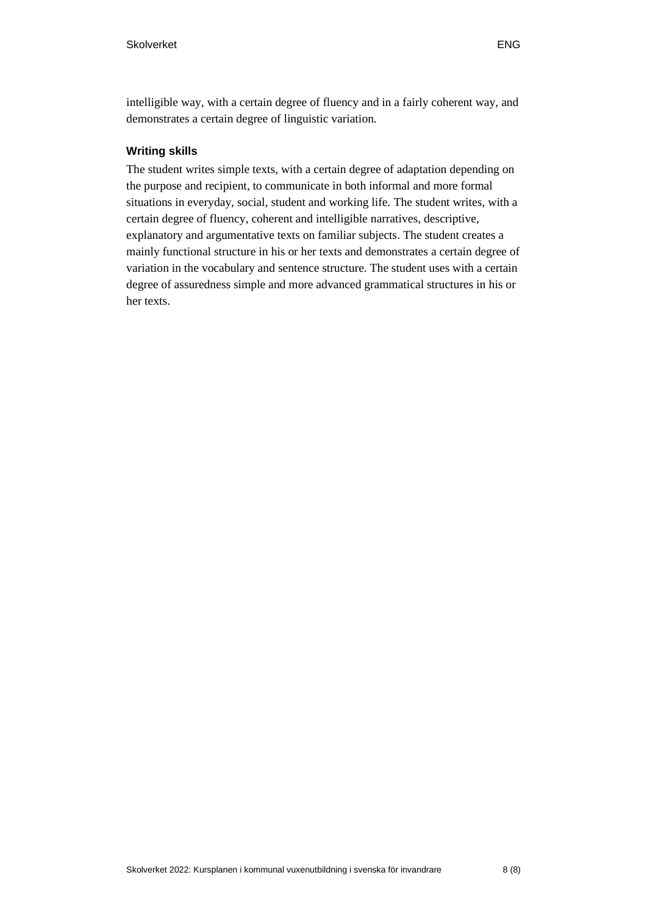intelligible way, with a certain degree of fluency and in a fairly coherent way, and demonstrates a certain degree of linguistic variation.

### Writing skills

The student writes simple texts, with a certain degree of adaptation depending on the purpose and recipient, to communicate in both informal and more formal situations in everyday, social, student and working life. The student writes, with a certain degree of fluency, coherent and intelligible narratives, descriptive, explanatory and argumentative texts on familiar subjects. The student creates a mainly functional structure in his or her texts and demonstrates a certain degree of variation in the vocabulary and sentence structure. The student uses with a certain degree of assuredness simple and more advanced grammatical structures in his or her texts.